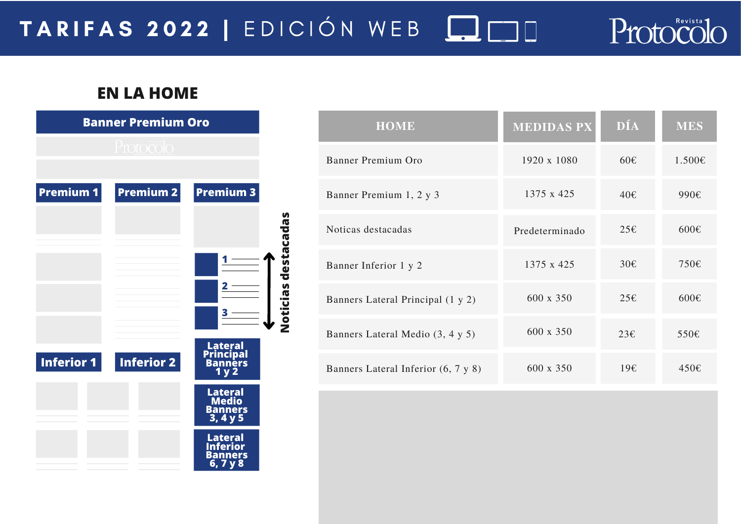# TARIFAS 2022 | EDICIÓN WEB

Revista Protocolo

## EN LA HOME

**Banner Premium Oro**

**Premium 1** | **Premium 2** | **Premium 3**

**Noticias destacadas**: 1, 2, 3

**Inferior 1** | **Inferior 2**

**Lateral Principal Banners 1 y 2**

**Lateral Medio Banners 3, 4 y 5**

**Lateral Inferior Banners 6, 7 y 8**

| HOME | MEDIDAS PX | DÍA | MES |
|---|---|---|---|
| Banner Premium Oro | 1920 x 1080 | 60€ | 1.500€ |
| Banner Premium 1, 2 y 3 | 1375 x 425 | 40€ | 990€ |
| Noticas destacadas | Predeterminado | 25€ | 600€ |
| Banner Inferior 1 y 2 | 1375 x 425 | 30€ | 750€ |
| Banners Lateral Principal (1 y 2) | 600 x 350 | 25€ | 600€ |
| Banners Lateral Medio (3, 4 y 5) | 600 x 350 | 23€ | 550€ |
| Banners Lateral Inferior (6, 7 y 8) | 600 x 350 | 19€ | 450€ |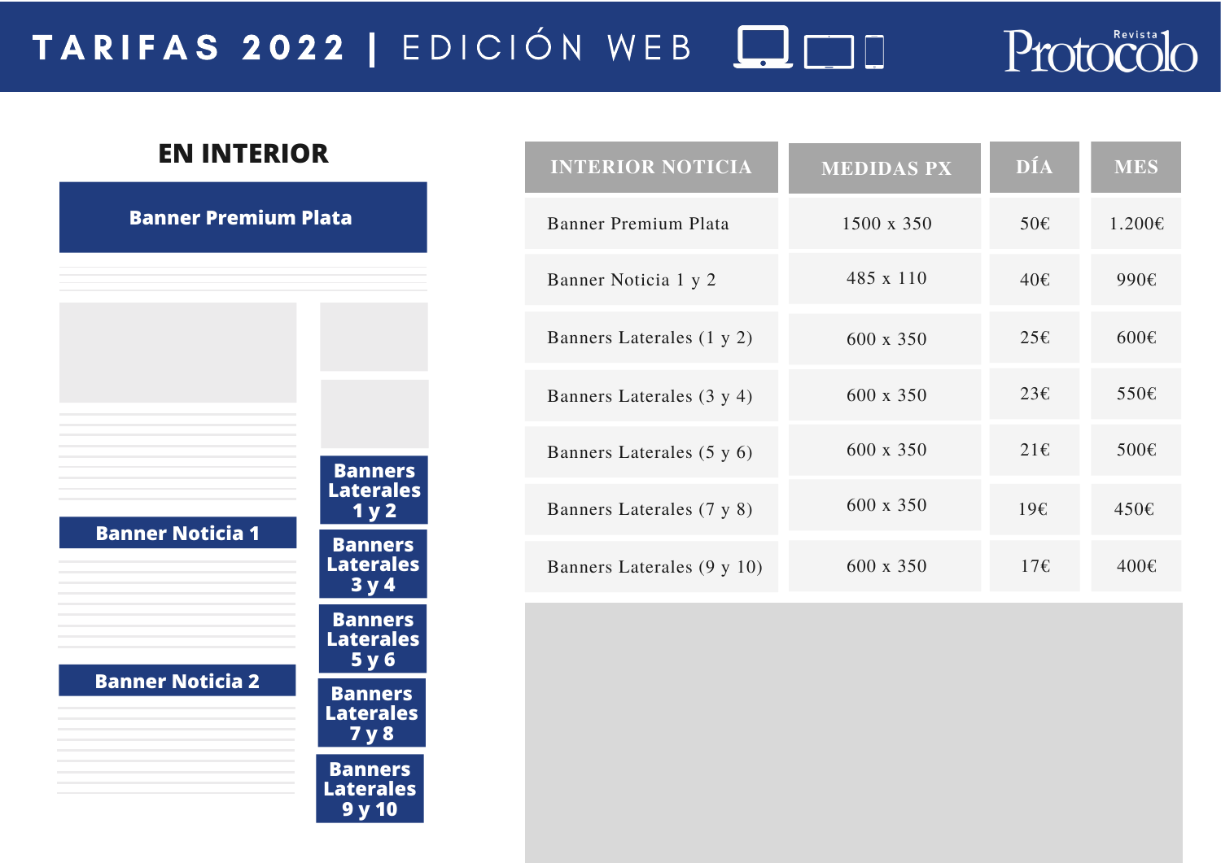# TARIFAS 2022 | EDICIÓN WEB

Revista Protocolo

## EN INTERIOR

Banner Premium Plata

Banner Noticia 1

Banner Noticia 2

Banners Laterales 1 y 2

Banners Laterales 3 y 4

Banners Laterales 5 y 6

Banners Laterales 7 y 8

Banners Laterales 9 y 10

| INTERIOR NOTICIA | MEDIDAS PX | DÍA | MES |
|---|---|---|---|
| Banner Premium Plata | 1500 x 350 | 50€ | 1.200€ |
| Banner Noticia 1 y 2 | 485 x 110 | 40€ | 990€ |
| Banners Laterales (1 y 2) | 600 x 350 | 25€ | 600€ |
| Banners Laterales (3 y 4) | 600 x 350 | 23€ | 550€ |
| Banners Laterales (5 y 6) | 600 x 350 | 21€ | 500€ |
| Banners Laterales (7 y 8) | 600 x 350 | 19€ | 450€ |
| Banners Laterales (9 y 10) | 600 x 350 | 17€ | 400€ |